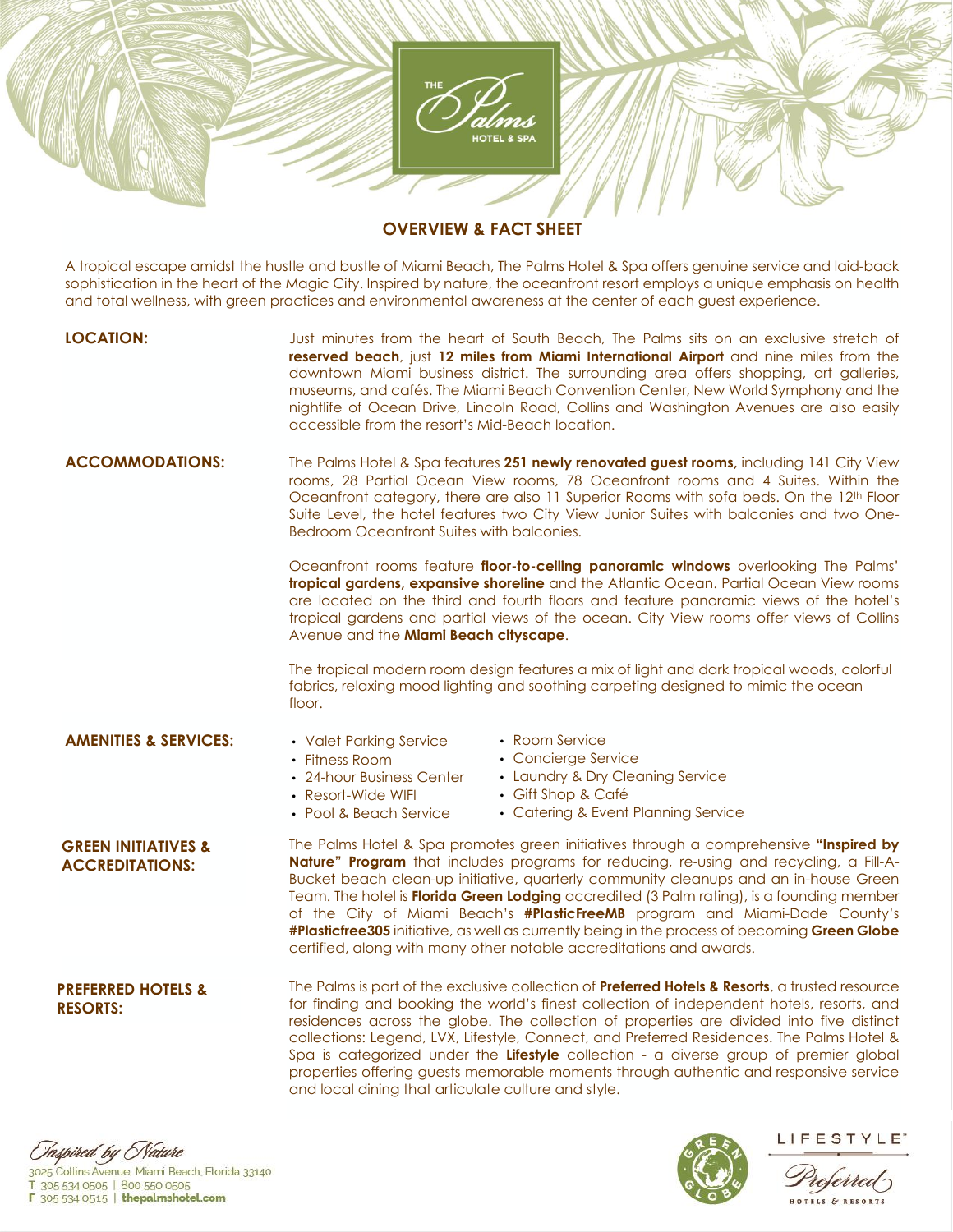THE Palms HOTEL & SPA

# OVERVIEW & FACT SHEET

A tropical escape amidst the hustle and bustle of Miami Beach, The Palms Hotel & Spa offers genuine service and laid-back sophistication in the heart of the Magic City. Inspired by nature, the oceanfront resort employs a unique emphasis on health and total wellness, with green practices and environmental awareness at the center of each guest experience.

## LOCATION:

Just minutes from the heart of South Beach, The Palms sits on an exclusive stretch of **reserved beach**, just **12 miles from Miami International Airport** and nine miles from the downtown Miami business district. The surrounding area offers shopping, art galleries, museums, and cafés. The Miami Beach Convention Center, New World Symphony and the nightlife of Ocean Drive, Lincoln Road, Collins and Washington Avenues are also easily accessible from the resort's Mid-Beach location.

## ACCOMMODATIONS:

The Palms Hotel & Spa features **251 newly renovated guest rooms,** including 141 City View rooms, 28 Partial Ocean View rooms, 78 Oceanfront rooms and 4 Suites. Within the Oceanfront category, there are also 11 Superior Rooms with sofa beds. On the 12th Floor Suite Level, the hotel features two City View Junior Suites with balconies and two One-Bedroom Oceanfront Suites with balconies.

Oceanfront rooms feature **floor-to-ceiling panoramic windows** overlooking The Palms' **tropical gardens, expansive shoreline** and the Atlantic Ocean. Partial Ocean View rooms are located on the third and fourth floors and feature panoramic views of the hotel's tropical gardens and partial views of the ocean. City View rooms offer views of Collins Avenue and the **Miami Beach cityscape**.

The tropical modern room design features a mix of light and dark tropical woods, colorful fabrics, relaxing mood lighting and soothing carpeting designed to mimic the ocean floor.

## AMENITIES & SERVICES:

- Valet Parking Service
- Fitness Room
- 24-hour Business Center
- Resort-Wide WIFI
- Pool & Beach Service
- Room Service
- Concierge Service
- Laundry & Dry Cleaning Service
- Gift Shop & Café
- Catering & Event Planning Service

## GREEN INITIATIVES & ACCREDITATIONS:

The Palms Hotel & Spa promotes green initiatives through a comprehensive **"Inspired by Nature" Program** that includes programs for reducing, re-using and recycling, a Fill-A-Bucket beach clean-up initiative, quarterly community cleanups and an in-house Green Team. The hotel is **Florida Green Lodging** accredited (3 Palm rating), is a founding member of the City of Miami Beach's **#PlasticFreeMB** program and Miami-Dade County's **#Plasticfree305** initiative, as well as currently being in the process of becoming **Green Globe** certified, along with many other notable accreditations and awards.

## PREFERRED HOTELS & RESORTS:

The Palms is part of the exclusive collection of **Preferred Hotels & Resorts**, a trusted resource for finding and booking the world's finest collection of independent hotels, resorts, and residences across the globe. The collection of properties are divided into five distinct collections: Legend, LVX, Lifestyle, Connect, and Preferred Residences. The Palms Hotel & Spa is categorized under the **Lifestyle** collection - a diverse group of premier global properties offering guests memorable moments through authentic and responsive service and local dining that articulate culture and style.

*Inspired by Nature*

3025 Collins Avenue, Miami Beach, Florida 33140
T 305 534 0505 | 800 550 0505
F 305 534 0515 | **thepalmshotel.com**

GREEN GLOBE

LIFESTYLE Preferred HOTELS & RESORTS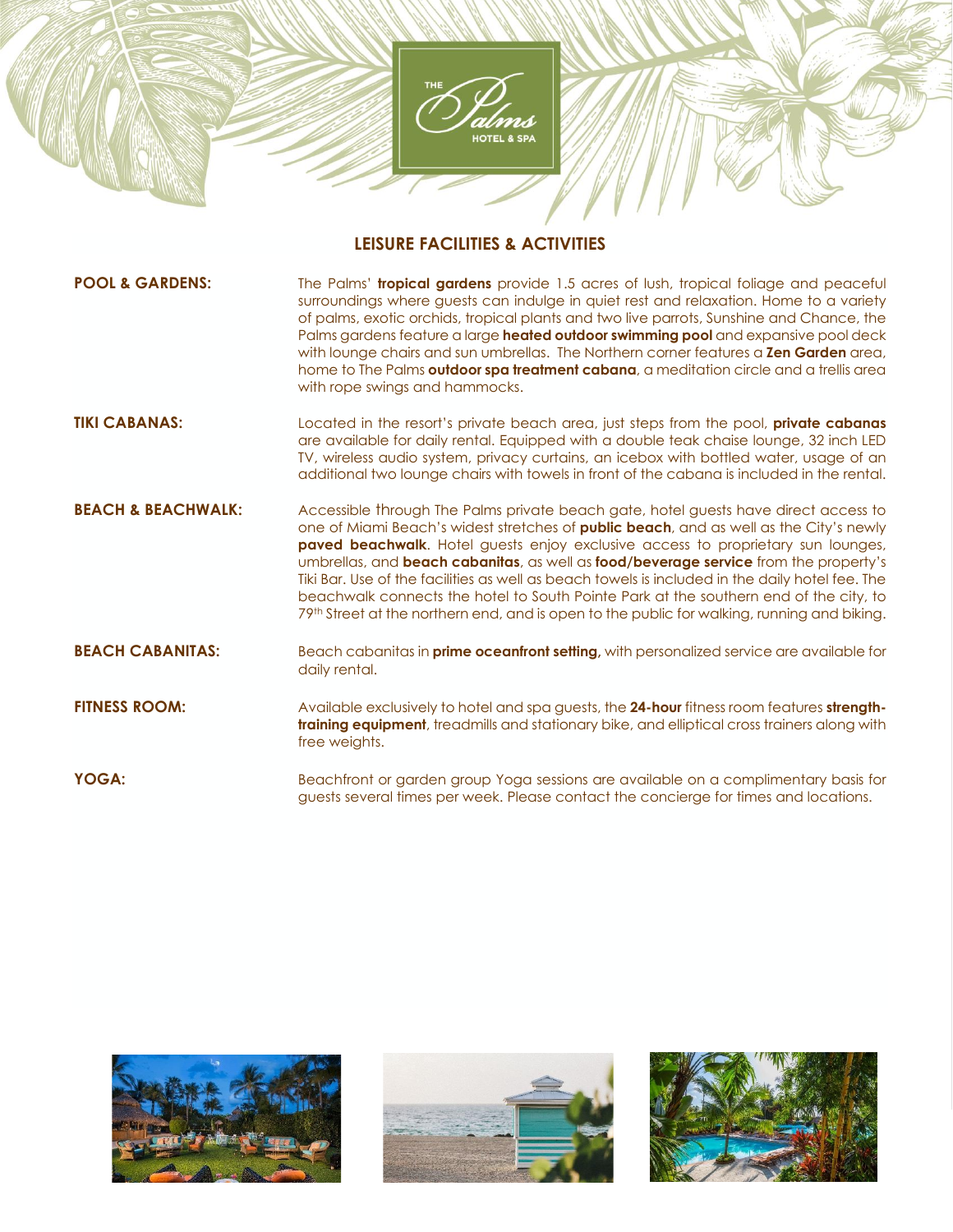## LEISURE FACILITIES & ACTIVITIES

**POOL & GARDENS:** The Palms' **tropical gardens** provide 1.5 acres of lush, tropical foliage and peaceful surroundings where guests can indulge in quiet rest and relaxation. Home to a variety of palms, exotic orchids, tropical plants and two live parrots, Sunshine and Chance, the Palms gardens feature a large **heated outdoor swimming pool** and expansive pool deck with lounge chairs and sun umbrellas. The Northern corner features a **Zen Garden** area, home to The Palms **outdoor spa treatment cabana**, a meditation circle and a trellis area with rope swings and hammocks.

**TIKI CABANAS:** Located in the resort's private beach area, just steps from the pool, **private cabanas** are available for daily rental. Equipped with a double teak chaise lounge, 32 inch LED TV, wireless audio system, privacy curtains, an icebox with bottled water, usage of an additional two lounge chairs with towels in front of the cabana is included in the rental.

**BEACH & BEACHWALK:** Accessible through The Palms private beach gate, hotel guests have direct access to one of Miami Beach's widest stretches of **public beach**, and as well as the City's newly **paved beachwalk**. Hotel guests enjoy exclusive access to proprietary sun lounges, umbrellas, and **beach cabanitas**, as well as **food/beverage service** from the property's Tiki Bar. Use of the facilities as well as beach towels is included in the daily hotel fee. The beachwalk connects the hotel to South Pointe Park at the southern end of the city, to 79th Street at the northern end, and is open to the public for walking, running and biking.

**BEACH CABANITAS:** Beach cabanitas in **prime oceanfront setting,** with personalized service are available for daily rental.

**FITNESS ROOM:** Available exclusively to hotel and spa guests, the **24-hour** fitness room features **strength-training equipment**, treadmills and stationary bike, and elliptical cross trainers along with free weights.

**YOGA:** Beachfront or garden group Yoga sessions are available on a complimentary basis for guests several times per week. Please contact the concierge for times and locations.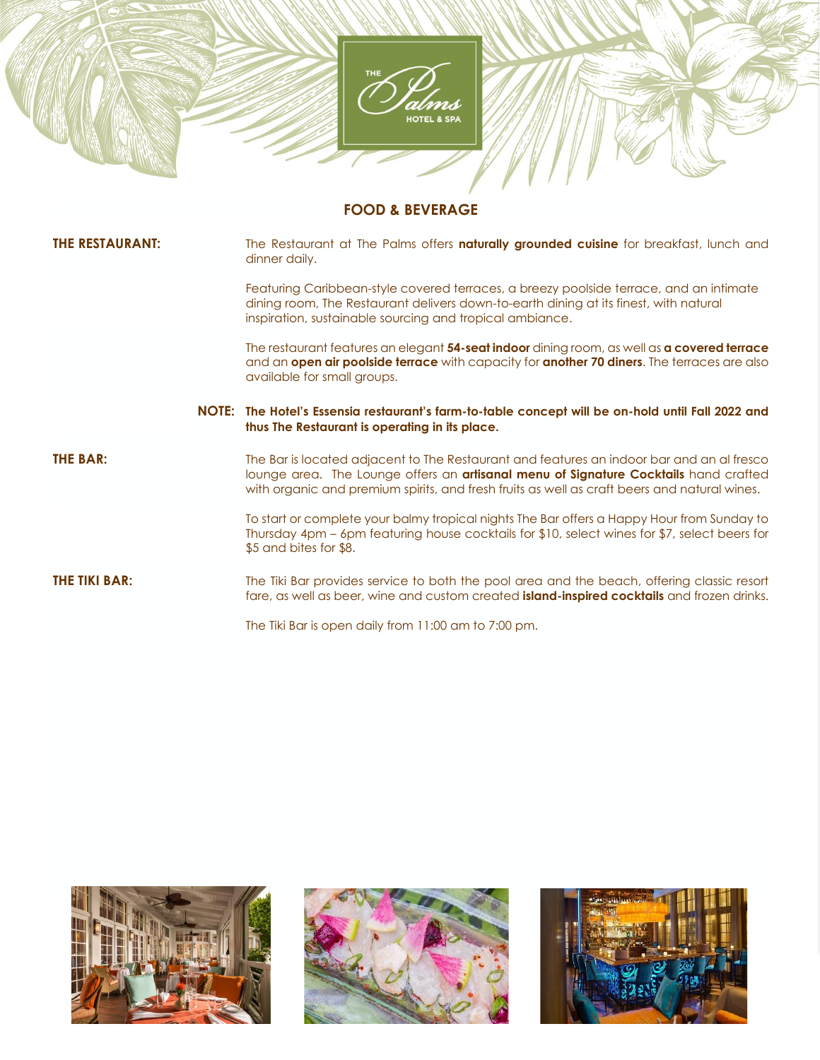THE Palms HOTEL & SPA

## FOOD & BEVERAGE

**THE RESTAURANT:**

The Restaurant at The Palms offers **naturally grounded cuisine** for breakfast, lunch and dinner daily.

Featuring Caribbean-style covered terraces, a breezy poolside terrace, and an intimate dining room, The Restaurant delivers down-to-earth dining at its finest, with natural inspiration, sustainable sourcing and tropical ambiance.

The restaurant features an elegant **54-seat indoor** dining room, as well as **a covered terrace** and an **open air poolside terrace** with capacity for **another 70 diners**. The terraces are also available for small groups.

**NOTE: The Hotel's Essensia restaurant's farm-to-table concept will be on-hold until Fall 2022 and thus The Restaurant is operating in its place.**

**THE BAR:**

The Bar is located adjacent to The Restaurant and features an indoor bar and an al fresco lounge area. The Lounge offers an **artisanal menu of Signature Cocktails** hand crafted with organic and premium spirits, and fresh fruits as well as craft beers and natural wines.

To start or complete your balmy tropical nights The Bar offers a Happy Hour from Sunday to Thursday 4pm – 6pm featuring house cocktails for $10, select wines for $7, select beers for $5 and bites for $8.

**THE TIKI BAR:**

The Tiki Bar provides service to both the pool area and the beach, offering classic resort fare, as well as beer, wine and custom created **island-inspired cocktails** and frozen drinks.

The Tiki Bar is open daily from 11:00 am to 7:00 pm.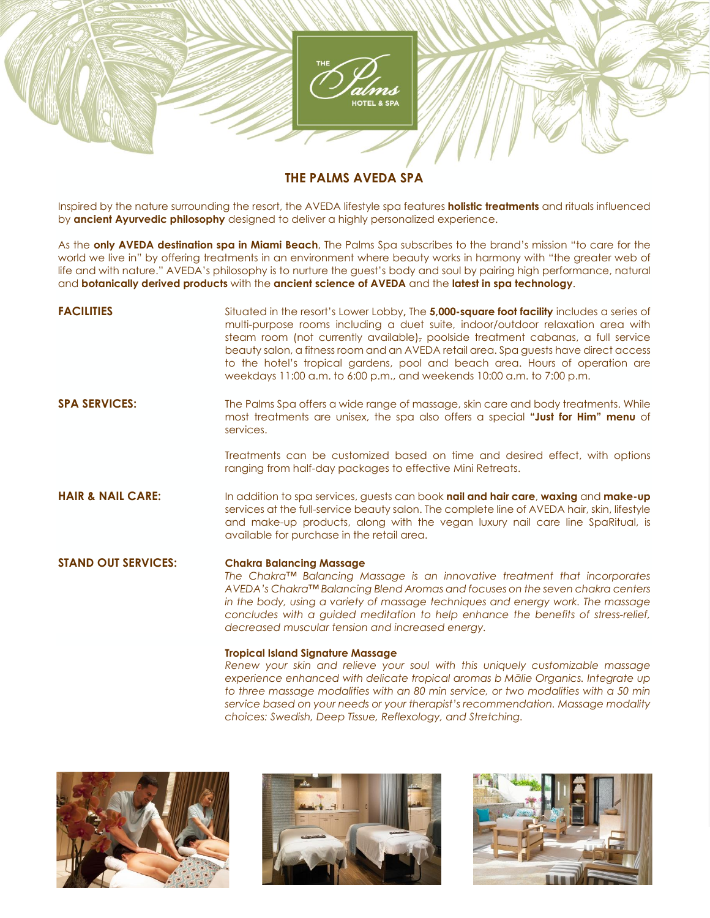THE Palms HOTEL & SPA

# THE PALMS AVEDA SPA

Inspired by the nature surrounding the resort, the AVEDA lifestyle spa features **holistic treatments** and rituals influenced by **ancient Ayurvedic philosophy** designed to deliver a highly personalized experience.

As the **only AVEDA destination spa in Miami Beach**, The Palms Spa subscribes to the brand's mission "to care for the world we live in" by offering treatments in an environment where beauty works in harmony with "the greater web of life and with nature." AVEDA's philosophy is to nurture the guest's body and soul by pairing high performance, natural and **botanically derived products** with the **ancient science of AVEDA** and the **latest in spa technology**.

**FACILITIES**

Situated in the resort's Lower Lobby**,** The **5,000-square foot facility** includes a series of multi-purpose rooms including a duet suite, indoor/outdoor relaxation area with steam room (not currently available), poolside treatment cabanas, a full service beauty salon, a fitness room and an AVEDA retail area. Spa guests have direct access to the hotel's tropical gardens, pool and beach area. Hours of operation are weekdays 11:00 a.m. to 6:00 p.m., and weekends 10:00 a.m. to 7:00 p.m.

**SPA SERVICES:**

The Palms Spa offers a wide range of massage, skin care and body treatments. While most treatments are unisex, the spa also offers a special **"Just for Him" menu** of services.

Treatments can be customized based on time and desired effect, with options ranging from half-day packages to effective Mini Retreats.

**HAIR & NAIL CARE:**

In addition to spa services, guests can book **nail and hair care**, **waxing** and **make-up** services at the full-service beauty salon. The complete line of AVEDA hair, skin, lifestyle and make-up products, along with the vegan luxury nail care line SpaRitual, is available for purchase in the retail area.

**STAND OUT SERVICES:**

**Chakra Balancing Massage**

*The Chakra™ Balancing Massage is an innovative treatment that incorporates AVEDA's Chakra™ Balancing Blend Aromas and focuses on the seven chakra centers in the body, using a variety of massage techniques and energy work. The massage concludes with a guided meditation to help enhance the benefits of stress-relief, decreased muscular tension and increased energy.*

**Tropical Island Signature Massage**

*Renew your skin and relieve your soul with this uniquely customizable massage experience enhanced with delicate tropical aromas b Mālie Organics. Integrate up to three massage modalities with an 80 min service, or two modalities with a 50 min service based on your needs or your therapist's recommendation. Massage modality choices: Swedish, Deep Tissue, Reflexology, and Stretching.*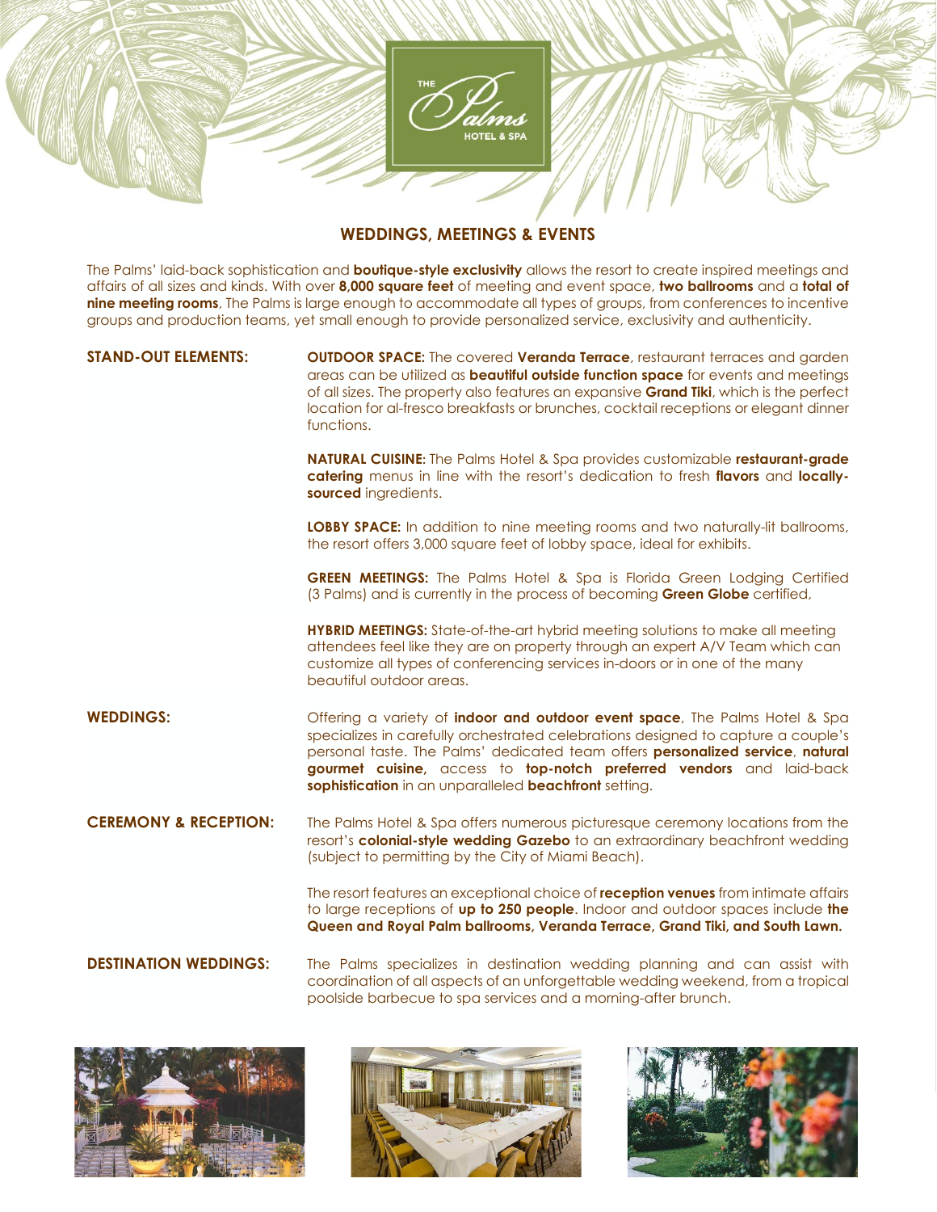# WEDDINGS, MEETINGS & EVENTS

The Palms' laid-back sophistication and **boutique-style exclusivity** allows the resort to create inspired meetings and affairs of all sizes and kinds. With over **8,000 square feet** of meeting and event space, **two ballrooms** and a **total of nine meeting rooms**, The Palms is large enough to accommodate all types of groups, from conferences to incentive groups and production teams, yet small enough to provide personalized service, exclusivity and authenticity.

## STAND-OUT ELEMENTS:

**OUTDOOR SPACE:** The covered **Veranda Terrace**, restaurant terraces and garden areas can be utilized as **beautiful outside function space** for events and meetings of all sizes. The property also features an expansive **Grand Tiki**, which is the perfect location for al-fresco breakfasts or brunches, cocktail receptions or elegant dinner functions.

**NATURAL CUISINE:** The Palms Hotel & Spa provides customizable **restaurant-grade catering** menus in line with the resort's dedication to fresh **flavors** and **locally-sourced** ingredients.

**LOBBY SPACE:** In addition to nine meeting rooms and two naturally-lit ballrooms, the resort offers 3,000 square feet of lobby space, ideal for exhibits.

**GREEN MEETINGS:** The Palms Hotel & Spa is Florida Green Lodging Certified (3 Palms) and is currently in the process of becoming **Green Globe** certified,

**HYBRID MEETINGS:** State-of-the-art hybrid meeting solutions to make all meeting attendees feel like they are on property through an expert A/V Team which can customize all types of conferencing services in-doors or in one of the many beautiful outdoor areas.

## WEDDINGS:

Offering a variety of **indoor and outdoor event space**, The Palms Hotel & Spa specializes in carefully orchestrated celebrations designed to capture a couple's personal taste. The Palms' dedicated team offers **personalized service**, **natural gourmet cuisine,** access to **top-notch preferred vendors** and laid-back **sophistication** in an unparalleled **beachfront** setting.

## CEREMONY & RECEPTION:

The Palms Hotel & Spa offers numerous picturesque ceremony locations from the resort's **colonial-style wedding Gazebo** to an extraordinary beachfront wedding (subject to permitting by the City of Miami Beach).

The resort features an exceptional choice of **reception venues** from intimate affairs to large receptions of **up to 250 people**. Indoor and outdoor spaces include **the Queen and Royal Palm ballrooms, Veranda Terrace, Grand Tiki, and South Lawn.**

## DESTINATION WEDDINGS:

The Palms specializes in destination wedding planning and can assist with coordination of all aspects of an unforgettable wedding weekend, from a tropical poolside barbecue to spa services and a morning-after brunch.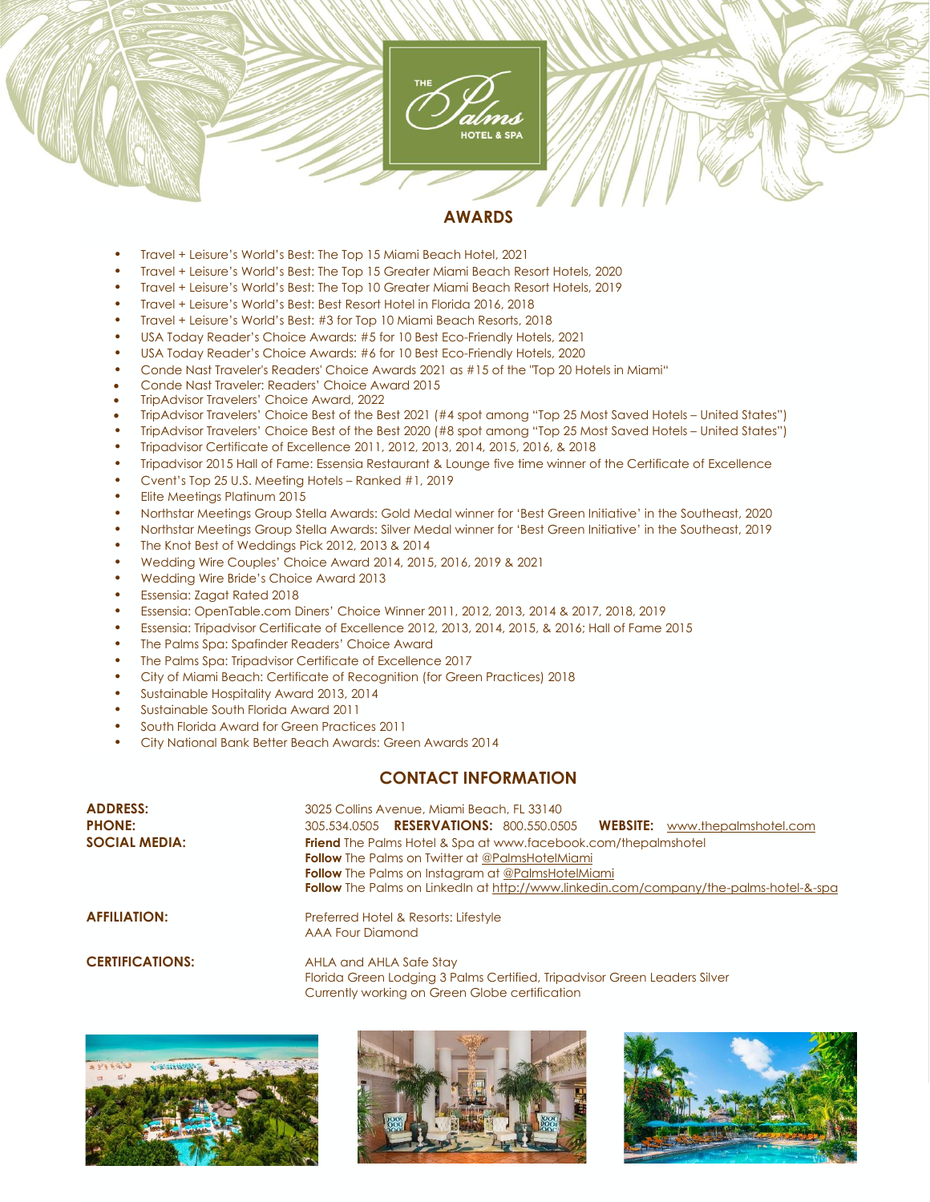THE Palms HOTEL & SPA

## AWARDS

- Travel + Leisure's World's Best: The Top 15 Miami Beach Hotel, 2021
- Travel + Leisure's World's Best: The Top 15 Greater Miami Beach Resort Hotels, 2020
- Travel + Leisure's World's Best: The Top 10 Greater Miami Beach Resort Hotels, 2019
- Travel + Leisure's World's Best: Best Resort Hotel in Florida 2016, 2018
- Travel + Leisure's World's Best: #3 for Top 10 Miami Beach Resorts, 2018
- USA Today Reader's Choice Awards: #5 for 10 Best Eco-Friendly Hotels, 2021
- USA Today Reader's Choice Awards: #6 for 10 Best Eco-Friendly Hotels, 2020
- Conde Nast Traveler's Readers' Choice Awards 2021 as #15 of the "Top 20 Hotels in Miami"
- Conde Nast Traveler: Readers' Choice Award 2015
- TripAdvisor Travelers' Choice Award, 2022
- TripAdvisor Travelers' Choice Best of the Best 2021 (#4 spot among "Top 25 Most Saved Hotels – United States")
- TripAdvisor Travelers' Choice Best of the Best 2020 (#8 spot among "Top 25 Most Saved Hotels – United States")
- Tripadvisor Certificate of Excellence 2011, 2012, 2013, 2014, 2015, 2016, & 2018
- Tripadvisor 2015 Hall of Fame: Essensia Restaurant & Lounge five time winner of the Certificate of Excellence
- Cvent's Top 25 U.S. Meeting Hotels – Ranked #1, 2019
- Elite Meetings Platinum 2015
- Northstar Meetings Group Stella Awards: Gold Medal winner for 'Best Green Initiative' in the Southeast, 2020
- Northstar Meetings Group Stella Awards: Silver Medal winner for 'Best Green Initiative' in the Southeast, 2019
- The Knot Best of Weddings Pick 2012, 2013 & 2014
- Wedding Wire Couples' Choice Award 2014, 2015, 2016, 2019 & 2021
- Wedding Wire Bride's Choice Award 2013
- Essensia: Zagat Rated 2018
- Essensia: OpenTable.com Diners' Choice Winner 2011, 2012, 2013, 2014 & 2017, 2018, 2019
- Essensia: Tripadvisor Certificate of Excellence 2012, 2013, 2014, 2015, & 2016; Hall of Fame 2015
- The Palms Spa: Spafinder Readers' Choice Award
- The Palms Spa: Tripadvisor Certificate of Excellence 2017
- City of Miami Beach: Certificate of Recognition (for Green Practices) 2018
- Sustainable Hospitality Award 2013, 2014
- Sustainable South Florida Award 2011
- South Florida Award for Green Practices 2011
- City National Bank Better Beach Awards: Green Awards 2014

## CONTACT INFORMATION

**ADDRESS:** 3025 Collins Avenue, Miami Beach, FL 33140

**PHONE:** 305.534.0505 **RESERVATIONS:** 800.550.0505 **WEBSITE:** www.thepalmshotel.com

**SOCIAL MEDIA:**
**Friend** The Palms Hotel & Spa at www.facebook.com/thepalmshotel
**Follow** The Palms on Twitter at @PalmsHotelMiami
**Follow** The Palms on Instagram at @PalmsHotelMiami
**Follow** The Palms on LinkedIn at http://www.linkedin.com/company/the-palms-hotel-&-spa

**AFFILIATION:**
Preferred Hotel & Resorts: Lifestyle
AAA Four Diamond

**CERTIFICATIONS:**
AHLA and AHLA Safe Stay
Florida Green Lodging 3 Palms Certified, Tripadvisor Green Leaders Silver
Currently working on Green Globe certification